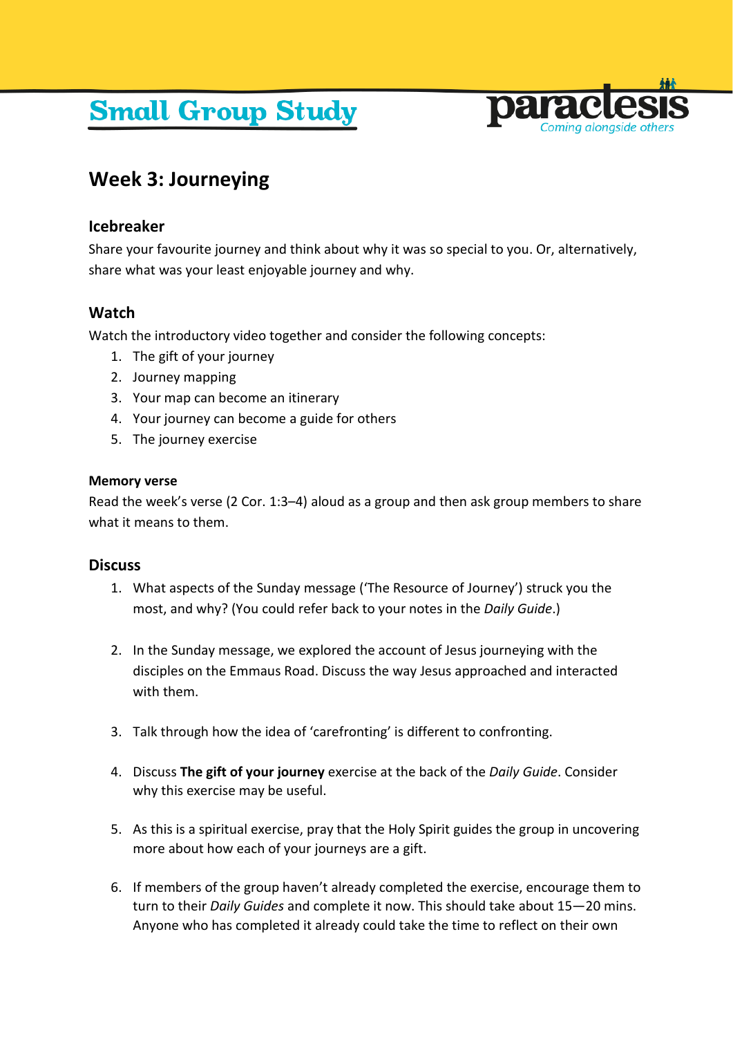# Small Group Study

paraclesis
Coming alongside others

## Week 3: Journeying

### Icebreaker

Share your favourite journey and think about why it was so special to you. Or, alternatively, share what was your least enjoyable journey and why.

### Watch

Watch the introductory video together and consider the following concepts:

1. The gift of your journey
2. Journey mapping
3. Your map can become an itinerary
4. Your journey can become a guide for others
5. The journey exercise

#### Memory verse

Read the week's verse (2 Cor. 1:3–4) aloud as a group and then ask group members to share what it means to them.

### Discuss

1. What aspects of the Sunday message ('The Resource of Journey') struck you the most, and why? (You could refer back to your notes in the *Daily Guide*.)

2. In the Sunday message, we explored the account of Jesus journeying with the disciples on the Emmaus Road. Discuss the way Jesus approached and interacted with them.

3. Talk through how the idea of 'carefronting' is different to confronting.

4. Discuss **The gift of your journey** exercise at the back of the *Daily Guide*. Consider why this exercise may be useful.

5. As this is a spiritual exercise, pray that the Holy Spirit guides the group in uncovering more about how each of your journeys are a gift.

6. If members of the group haven't already completed the exercise, encourage them to turn to their *Daily Guides* and complete it now. This should take about 15—20 mins. Anyone who has completed it already could take the time to reflect on their own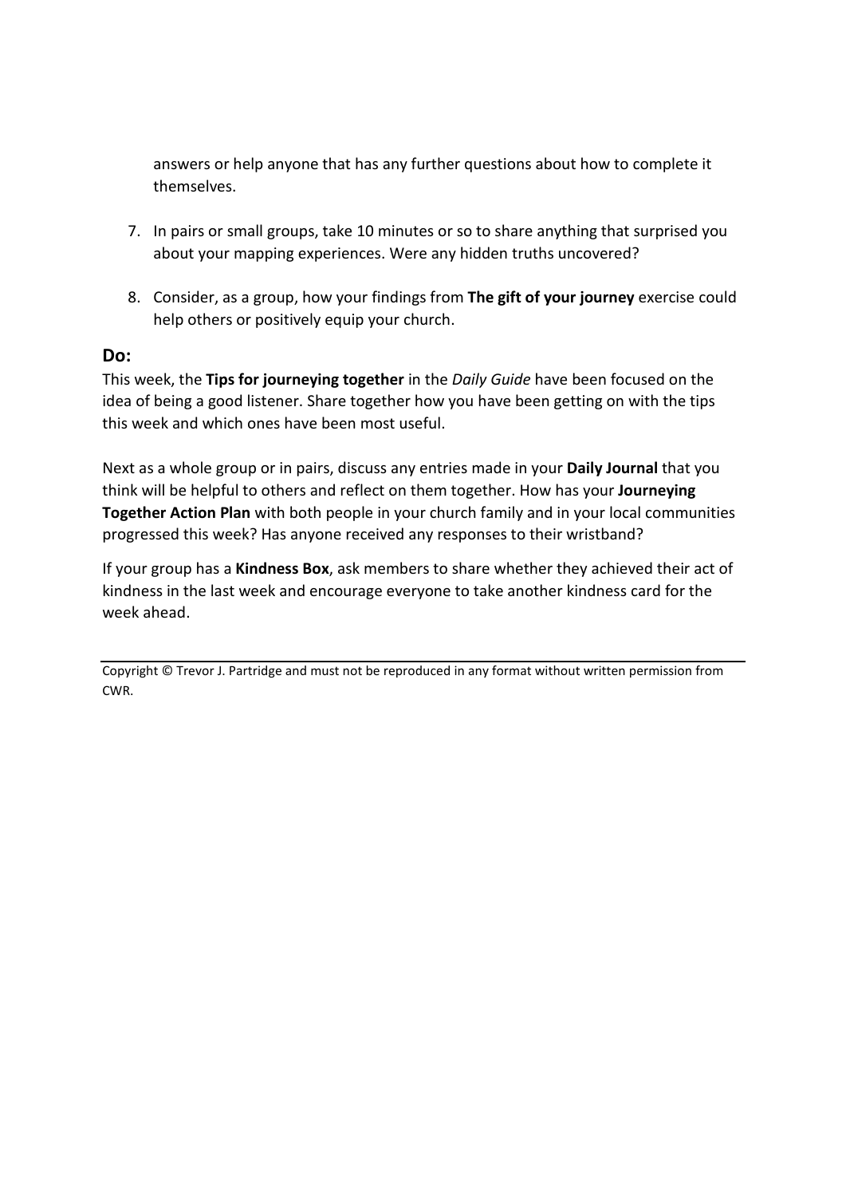answers or help anyone that has any further questions about how to complete it themselves.

7. In pairs or small groups, take 10 minutes or so to share anything that surprised you about your mapping experiences. Were any hidden truths uncovered?

8. Consider, as a group, how your findings from **The gift of your journey** exercise could help others or positively equip your church.

## Do:

This week, the **Tips for journeying together** in the *Daily Guide* have been focused on the idea of being a good listener. Share together how you have been getting on with the tips this week and which ones have been most useful.

Next as a whole group or in pairs, discuss any entries made in your **Daily Journal** that you think will be helpful to others and reflect on them together. How has your **Journeying Together Action Plan** with both people in your church family and in your local communities progressed this week? Has anyone received any responses to their wristband?

If your group has a **Kindness Box**, ask members to share whether they achieved their act of kindness in the last week and encourage everyone to take another kindness card for the week ahead.

---

Copyright © Trevor J. Partridge and must not be reproduced in any format without written permission from CWR.